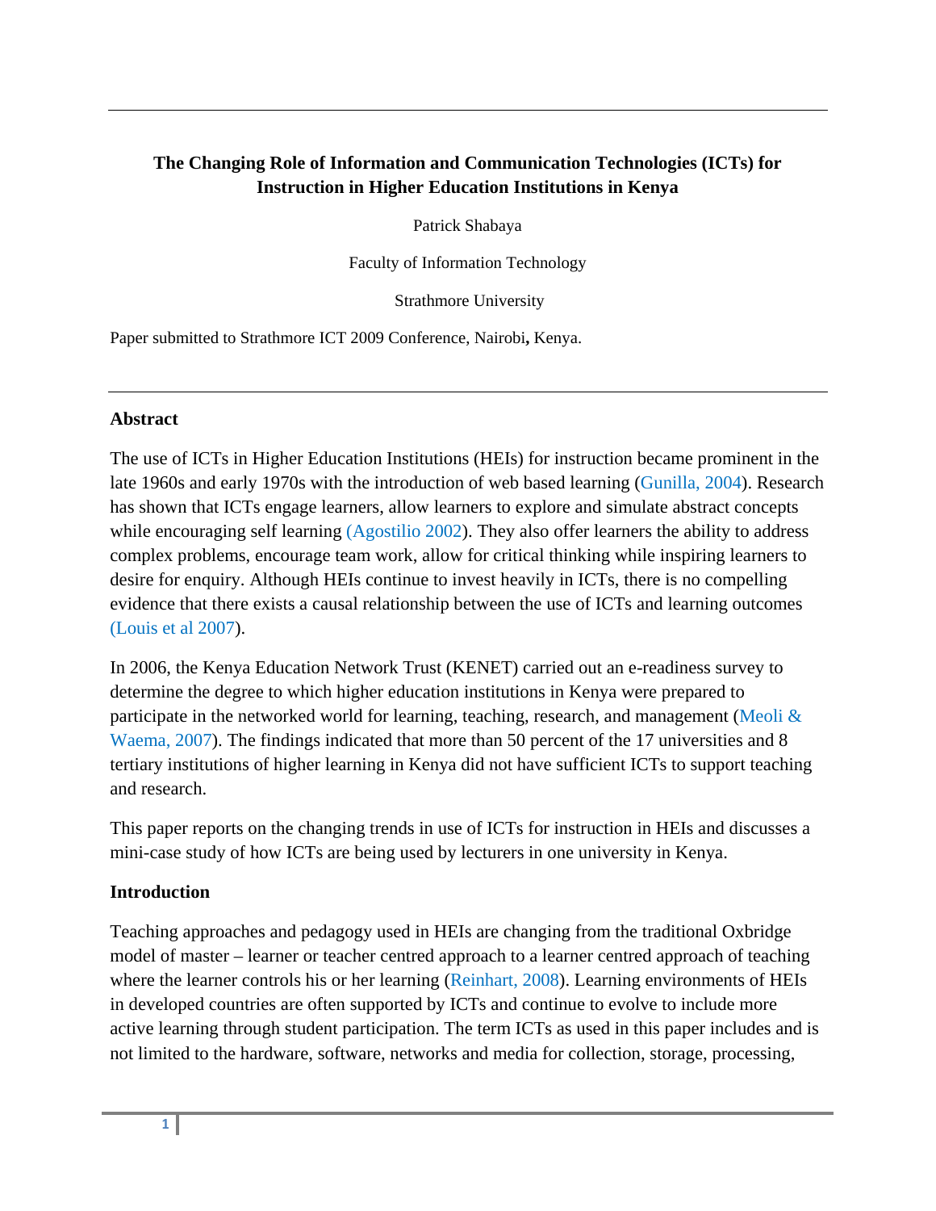# The Changing Role of Information and Communication Technologies (ICTs) for Instruction in Higher Education Institutions in Kenya

Patrick Shabaya

Faculty of Information Technology

Strathmore University

Paper submitted to Strathmore ICT 2009 Conference, Nairobi**,** Kenya.

## Abstract

The use of ICTs in Higher Education Institutions (HEIs) for instruction became prominent in the late 1960s and early 1970s with the introduction of web based learning (Gunilla, 2004). Research has shown that ICTs engage learners, allow learners to explore and simulate abstract concepts while encouraging self learning (Agostilio 2002). They also offer learners the ability to address complex problems, encourage team work, allow for critical thinking while inspiring learners to desire for enquiry. Although HEIs continue to invest heavily in ICTs, there is no compelling evidence that there exists a causal relationship between the use of ICTs and learning outcomes (Louis et al 2007).

In 2006, the Kenya Education Network Trust (KENET) carried out an e-readiness survey to determine the degree to which higher education institutions in Kenya were prepared to participate in the networked world for learning, teaching, research, and management (Meoli & Waema, 2007). The findings indicated that more than 50 percent of the 17 universities and 8 tertiary institutions of higher learning in Kenya did not have sufficient ICTs to support teaching and research.

This paper reports on the changing trends in use of ICTs for instruction in HEIs and discusses a mini-case study of how ICTs are being used by lecturers in one university in Kenya.

## Introduction

Teaching approaches and pedagogy used in HEIs are changing from the traditional Oxbridge model of master – learner or teacher centred approach to a learner centred approach of teaching where the learner controls his or her learning (Reinhart, 2008). Learning environments of HEIs in developed countries are often supported by ICTs and continue to evolve to include more active learning through student participation. The term ICTs as used in this paper includes and is not limited to the hardware, software, networks and media for collection, storage, processing,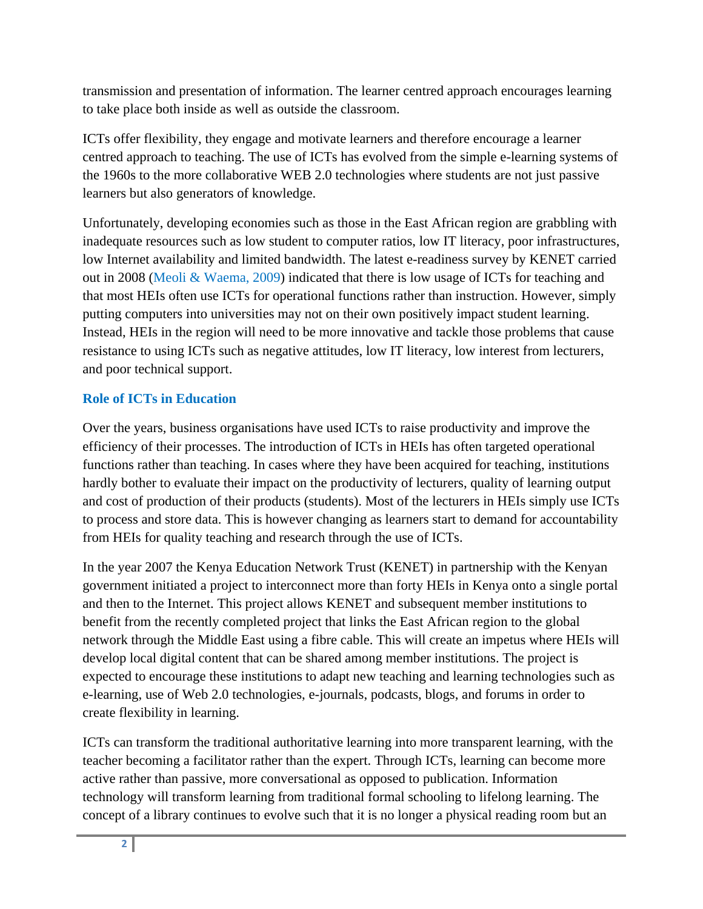transmission and presentation of information. The learner centred approach encourages learning to take place both inside as well as outside the classroom.

ICTs offer flexibility, they engage and motivate learners and therefore encourage a learner centred approach to teaching. The use of ICTs has evolved from the simple e-learning systems of the 1960s to the more collaborative WEB 2.0 technologies where students are not just passive learners but also generators of knowledge.

Unfortunately, developing economies such as those in the East African region are grabbling with inadequate resources such as low student to computer ratios, low IT literacy, poor infrastructures, low Internet availability and limited bandwidth. The latest e-readiness survey by KENET carried out in 2008 (Meoli & Waema, 2009) indicated that there is low usage of ICTs for teaching and that most HEIs often use ICTs for operational functions rather than instruction. However, simply putting computers into universities may not on their own positively impact student learning. Instead, HEIs in the region will need to be more innovative and tackle those problems that cause resistance to using ICTs such as negative attitudes, low IT literacy, low interest from lecturers, and poor technical support.

## Role of ICTs in Education

Over the years, business organisations have used ICTs to raise productivity and improve the efficiency of their processes. The introduction of ICTs in HEIs has often targeted operational functions rather than teaching. In cases where they have been acquired for teaching, institutions hardly bother to evaluate their impact on the productivity of lecturers, quality of learning output and cost of production of their products (students). Most of the lecturers in HEIs simply use ICTs to process and store data. This is however changing as learners start to demand for accountability from HEIs for quality teaching and research through the use of ICTs.

In the year 2007 the Kenya Education Network Trust (KENET) in partnership with the Kenyan government initiated a project to interconnect more than forty HEIs in Kenya onto a single portal and then to the Internet. This project allows KENET and subsequent member institutions to benefit from the recently completed project that links the East African region to the global network through the Middle East using a fibre cable. This will create an impetus where HEIs will develop local digital content that can be shared among member institutions. The project is expected to encourage these institutions to adapt new teaching and learning technologies such as e-learning, use of Web 2.0 technologies, e-journals, podcasts, blogs, and forums in order to create flexibility in learning.

ICTs can transform the traditional authoritative learning into more transparent learning, with the teacher becoming a facilitator rather than the expert. Through ICTs, learning can become more active rather than passive, more conversational as opposed to publication. Information technology will transform learning from traditional formal schooling to lifelong learning. The concept of a library continues to evolve such that it is no longer a physical reading room but an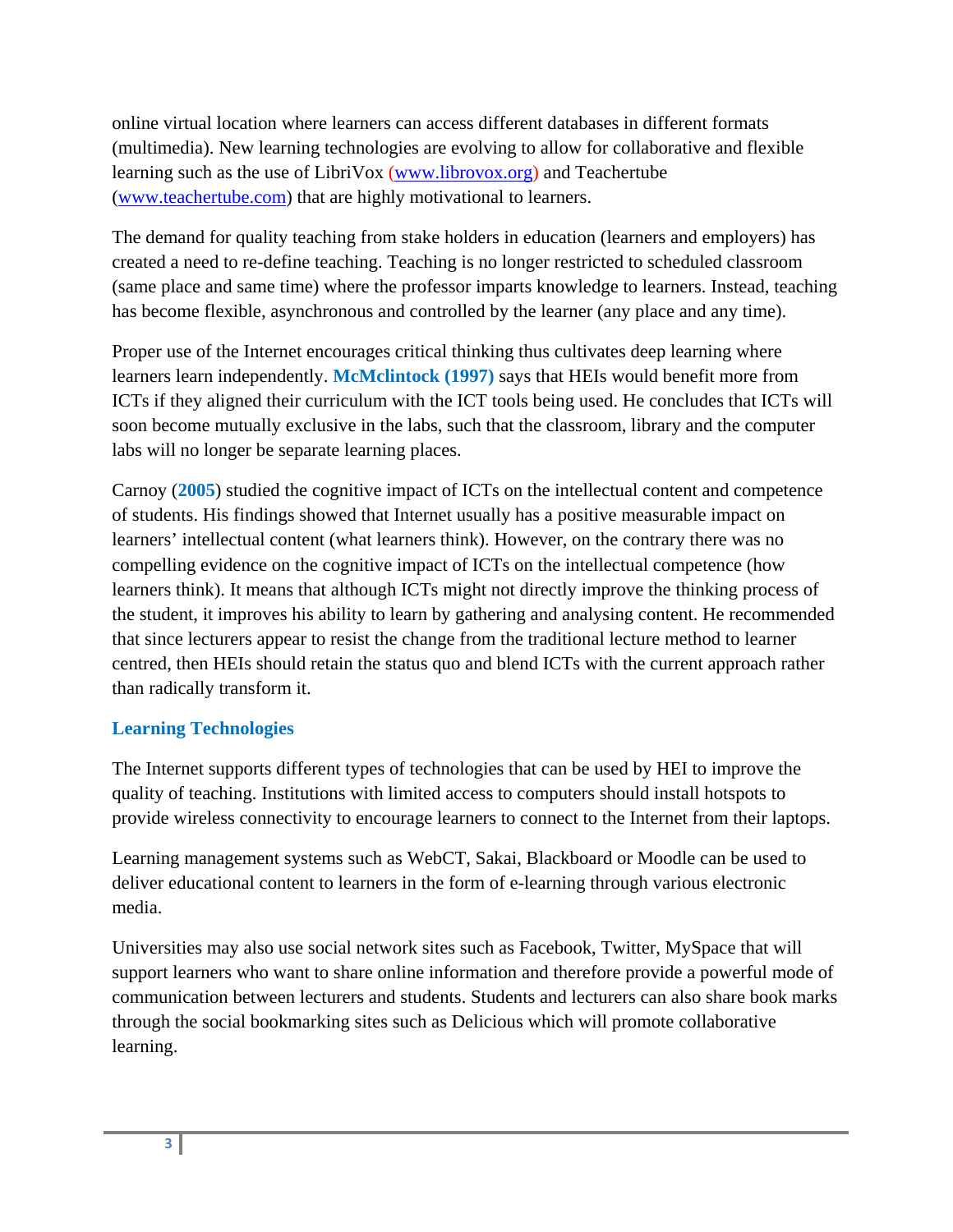online virtual location where learners can access different databases in different formats (multimedia). New learning technologies are evolving to allow for collaborative and flexible learning such as the use of LibriVox (www.librovox.org) and Teachertube (www.teachertube.com) that are highly motivational to learners.

The demand for quality teaching from stake holders in education (learners and employers) has created a need to re-define teaching. Teaching is no longer restricted to scheduled classroom (same place and same time) where the professor imparts knowledge to learners. Instead, teaching has become flexible, asynchronous and controlled by the learner (any place and any time).

Proper use of the Internet encourages critical thinking thus cultivates deep learning where learners learn independently. **McMclintock (1997)** says that HEIs would benefit more from ICTs if they aligned their curriculum with the ICT tools being used. He concludes that ICTs will soon become mutually exclusive in the labs, such that the classroom, library and the computer labs will no longer be separate learning places.

Carnoy (**2005**) studied the cognitive impact of ICTs on the intellectual content and competence of students. His findings showed that Internet usually has a positive measurable impact on learners' intellectual content (what learners think). However, on the contrary there was no compelling evidence on the cognitive impact of ICTs on the intellectual competence (how learners think). It means that although ICTs might not directly improve the thinking process of the student, it improves his ability to learn by gathering and analysing content. He recommended that since lecturers appear to resist the change from the traditional lecture method to learner centred, then HEIs should retain the status quo and blend ICTs with the current approach rather than radically transform it.

## Learning Technologies

The Internet supports different types of technologies that can be used by HEI to improve the quality of teaching. Institutions with limited access to computers should install hotspots to provide wireless connectivity to encourage learners to connect to the Internet from their laptops.

Learning management systems such as WebCT, Sakai, Blackboard or Moodle can be used to deliver educational content to learners in the form of e-learning through various electronic media.

Universities may also use social network sites such as Facebook, Twitter, MySpace that will support learners who want to share online information and therefore provide a powerful mode of communication between lecturers and students. Students and lecturers can also share book marks through the social bookmarking sites such as Delicious which will promote collaborative learning.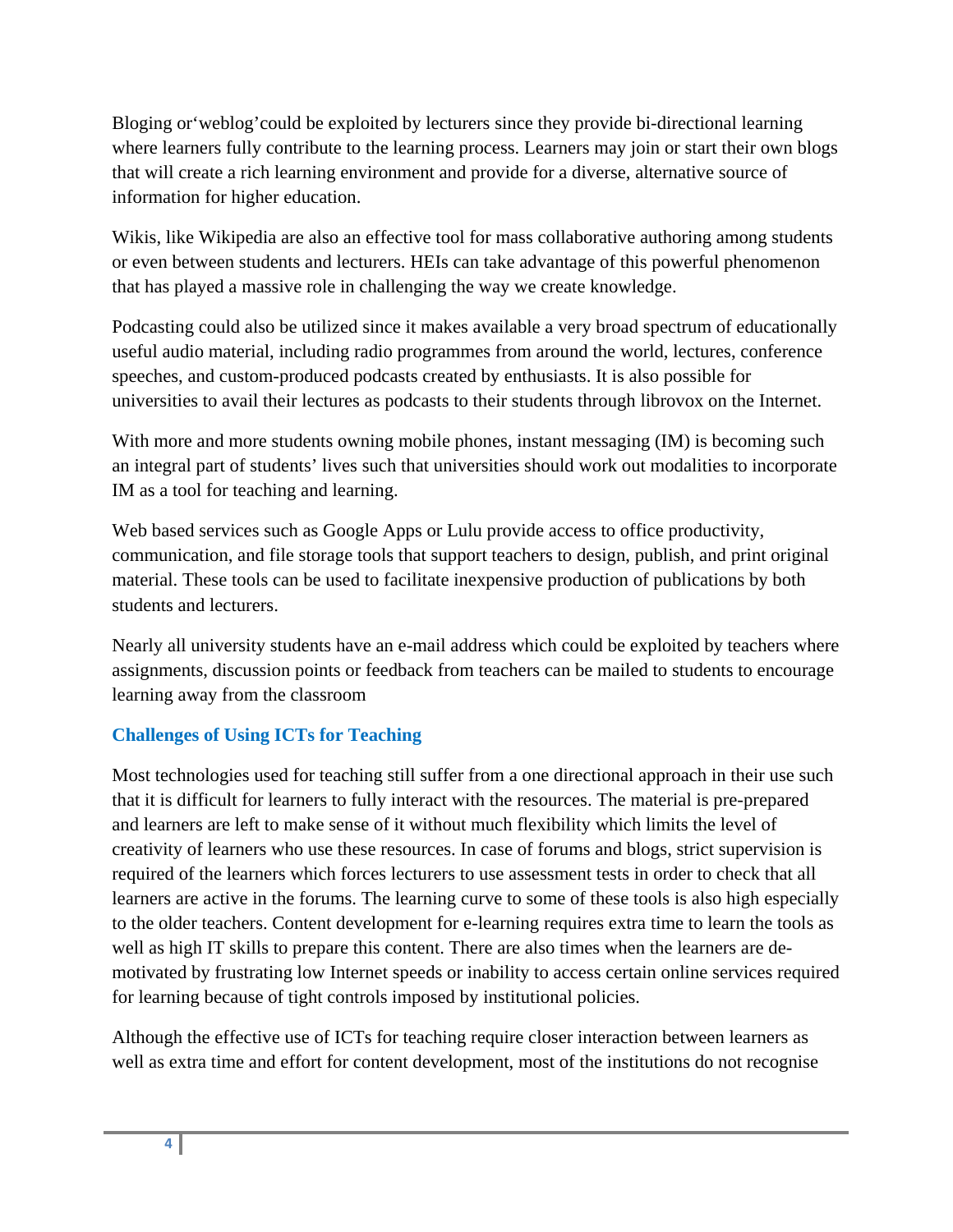Bloging or'weblog'could be exploited by lecturers since they provide bi-directional learning where learners fully contribute to the learning process. Learners may join or start their own blogs that will create a rich learning environment and provide for a diverse, alternative source of information for higher education.

Wikis, like Wikipedia are also an effective tool for mass collaborative authoring among students or even between students and lecturers. HEIs can take advantage of this powerful phenomenon that has played a massive role in challenging the way we create knowledge.

Podcasting could also be utilized since it makes available a very broad spectrum of educationally useful audio material, including radio programmes from around the world, lectures, conference speeches, and custom-produced podcasts created by enthusiasts. It is also possible for universities to avail their lectures as podcasts to their students through librovox on the Internet.

With more and more students owning mobile phones, instant messaging (IM) is becoming such an integral part of students' lives such that universities should work out modalities to incorporate IM as a tool for teaching and learning.

Web based services such as Google Apps or Lulu provide access to office productivity, communication, and file storage tools that support teachers to design, publish, and print original material. These tools can be used to facilitate inexpensive production of publications by both students and lecturers.

Nearly all university students have an e-mail address which could be exploited by teachers where assignments, discussion points or feedback from teachers can be mailed to students to encourage learning away from the classroom

### Challenges of Using ICTs for Teaching

Most technologies used for teaching still suffer from a one directional approach in their use such that it is difficult for learners to fully interact with the resources. The material is pre-prepared and learners are left to make sense of it without much flexibility which limits the level of creativity of learners who use these resources. In case of forums and blogs, strict supervision is required of the learners which forces lecturers to use assessment tests in order to check that all learners are active in the forums. The learning curve to some of these tools is also high especially to the older teachers. Content development for e-learning requires extra time to learn the tools as well as high IT skills to prepare this content. There are also times when the learners are de-motivated by frustrating low Internet speeds or inability to access certain online services required for learning because of tight controls imposed by institutional policies.

Although the effective use of ICTs for teaching require closer interaction between learners as well as extra time and effort for content development, most of the institutions do not recognise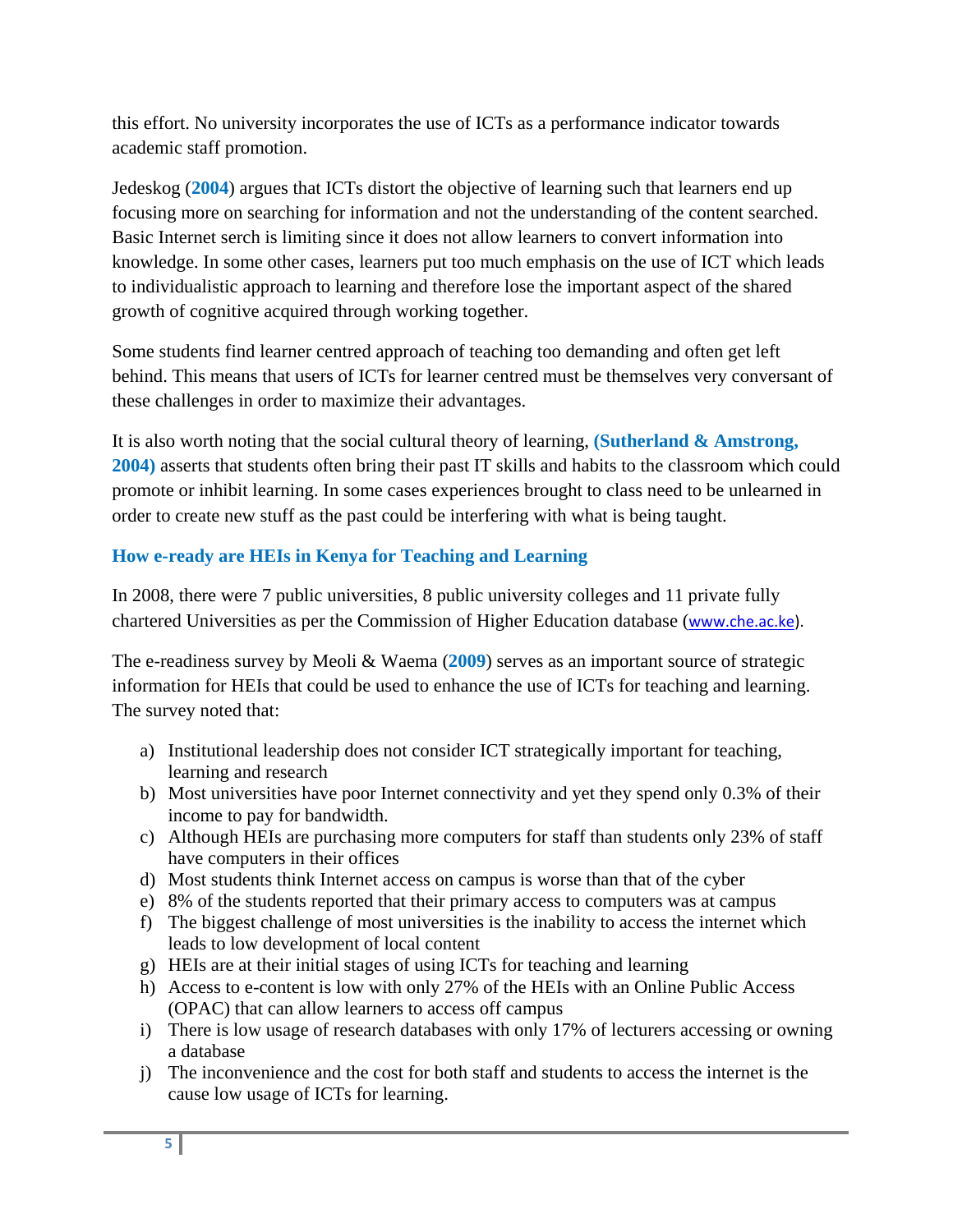this effort. No university incorporates the use of ICTs as a performance indicator towards academic staff promotion.

Jedeskog (**2004**) argues that ICTs distort the objective of learning such that learners end up focusing more on searching for information and not the understanding of the content searched. Basic Internet serch is limiting since it does not allow learners to convert information into knowledge. In some other cases, learners put too much emphasis on the use of ICT which leads to individualistic approach to learning and therefore lose the important aspect of the shared growth of cognitive acquired through working together.

Some students find learner centred approach of teaching too demanding and often get left behind. This means that users of ICTs for learner centred must be themselves very conversant of these challenges in order to maximize their advantages.

It is also worth noting that the social cultural theory of learning, **(Sutherland & Amstrong, 2004)** asserts that students often bring their past IT skills and habits to the classroom which could promote or inhibit learning. In some cases experiences brought to class need to be unlearned in order to create new stuff as the past could be interfering with what is being taught.

## How e-ready are HEIs in Kenya for Teaching and Learning

In 2008, there were 7 public universities, 8 public university colleges and 11 private fully chartered Universities as per the Commission of Higher Education database (www.che.ac.ke).

The e-readiness survey by Meoli & Waema (**2009**) serves as an important source of strategic information for HEIs that could be used to enhance the use of ICTs for teaching and learning. The survey noted that:

a) Institutional leadership does not consider ICT strategically important for teaching, learning and research
b) Most universities have poor Internet connectivity and yet they spend only 0.3% of their income to pay for bandwidth.
c) Although HEIs are purchasing more computers for staff than students only 23% of staff have computers in their offices
d) Most students think Internet access on campus is worse than that of the cyber
e) 8% of the students reported that their primary access to computers was at campus
f) The biggest challenge of most universities is the inability to access the internet which leads to low development of local content
g) HEIs are at their initial stages of using ICTs for teaching and learning
h) Access to e-content is low with only 27% of the HEIs with an Online Public Access (OPAC) that can allow learners to access off campus
i) There is low usage of research databases with only 17% of lecturers accessing or owning a database
j) The inconvenience and the cost for both staff and students to access the internet is the cause low usage of ICTs for learning.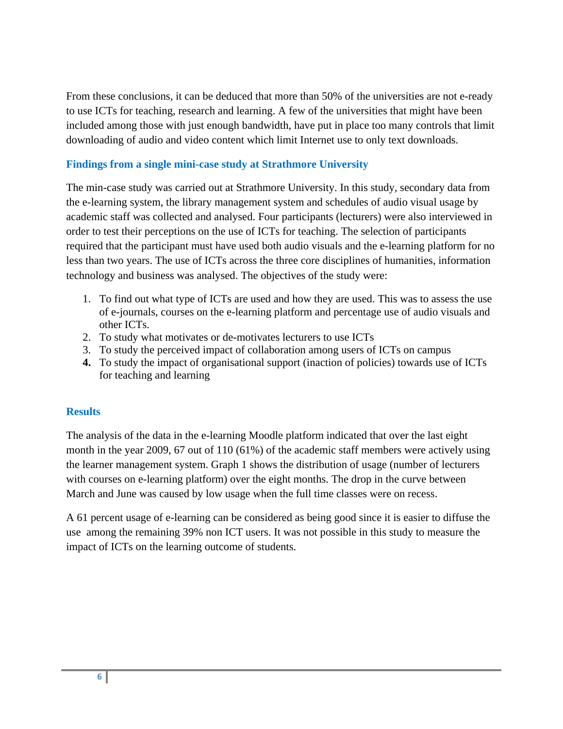From these conclusions, it can be deduced that more than 50% of the universities are not e-ready to use ICTs for teaching, research and learning. A few of the universities that might have been included among those with just enough bandwidth, have put in place too many controls that limit downloading of audio and video content which limit Internet use to only text downloads.

### Findings from a single mini-case study at Strathmore University

The min-case study was carried out at Strathmore University. In this study, secondary data from the e-learning system, the library management system and schedules of audio visual usage by academic staff was collected and analysed. Four participants (lecturers) were also interviewed in order to test their perceptions on the use of ICTs for teaching. The selection of participants required that the participant must have used both audio visuals and the e-learning platform for no less than two years. The use of ICTs across the three core disciplines of humanities, information technology and business was analysed. The objectives of the study were:

1. To find out what type of ICTs are used and how they are used. This was to assess the use of e-journals, courses on the e-learning platform and percentage use of audio visuals and other ICTs.
2. To study what motivates or de-motivates lecturers to use ICTs
3. To study the perceived impact of collaboration among users of ICTs on campus
4. To study the impact of organisational support (inaction of policies) towards use of ICTs for teaching and learning

### Results

The analysis of the data in the e-learning Moodle platform indicated that over the last eight month in the year 2009, 67 out of 110 (61%) of the academic staff members were actively using the learner management system. Graph 1 shows the distribution of usage (number of lecturers with courses on e-learning platform) over the eight months. The drop in the curve between March and June was caused by low usage when the full time classes were on recess.

A 61 percent usage of e-learning can be considered as being good since it is easier to diffuse the use among the remaining 39% non ICT users. It was not possible in this study to measure the impact of ICTs on the learning outcome of students.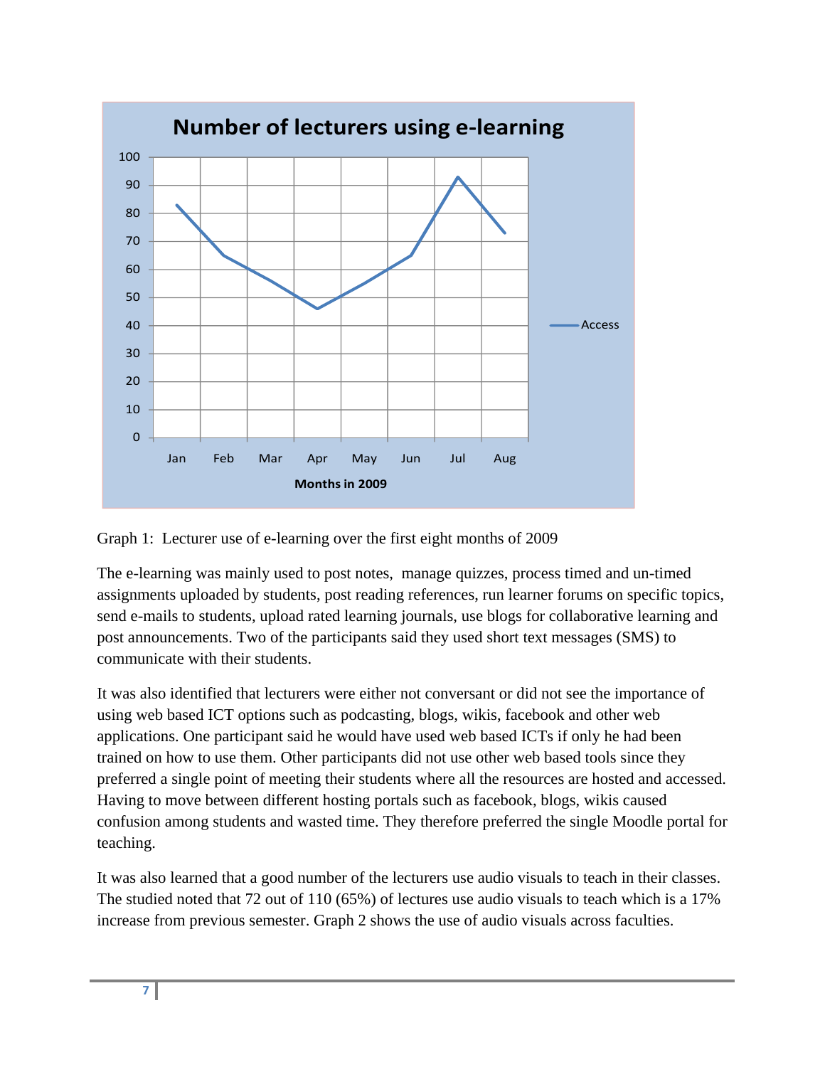Graph 1: Lecturer use of e-learning over the first eight months of 2009

The e-learning was mainly used to post notes, manage quizzes, process timed and un-timed assignments uploaded by students, post reading references, run learner forums on specific topics, send e-mails to students, upload rated learning journals, use blogs for collaborative learning and post announcements. Two of the participants said they used short text messages (SMS) to communicate with their students.

It was also identified that lecturers were either not conversant or did not see the importance of using web based ICT options such as podcasting, blogs, wikis, facebook and other web applications. One participant said he would have used web based ICTs if only he had been trained on how to use them. Other participants did not use other web based tools since they preferred a single point of meeting their students where all the resources are hosted and accessed. Having to move between different hosting portals such as facebook, blogs, wikis caused confusion among students and wasted time. They therefore preferred the single Moodle portal for teaching.

It was also learned that a good number of the lecturers use audio visuals to teach in their classes. The studied noted that 72 out of 110 (65%) of lectures use audio visuals to teach which is a 17% increase from previous semester. Graph 2 shows the use of audio visuals across faculties.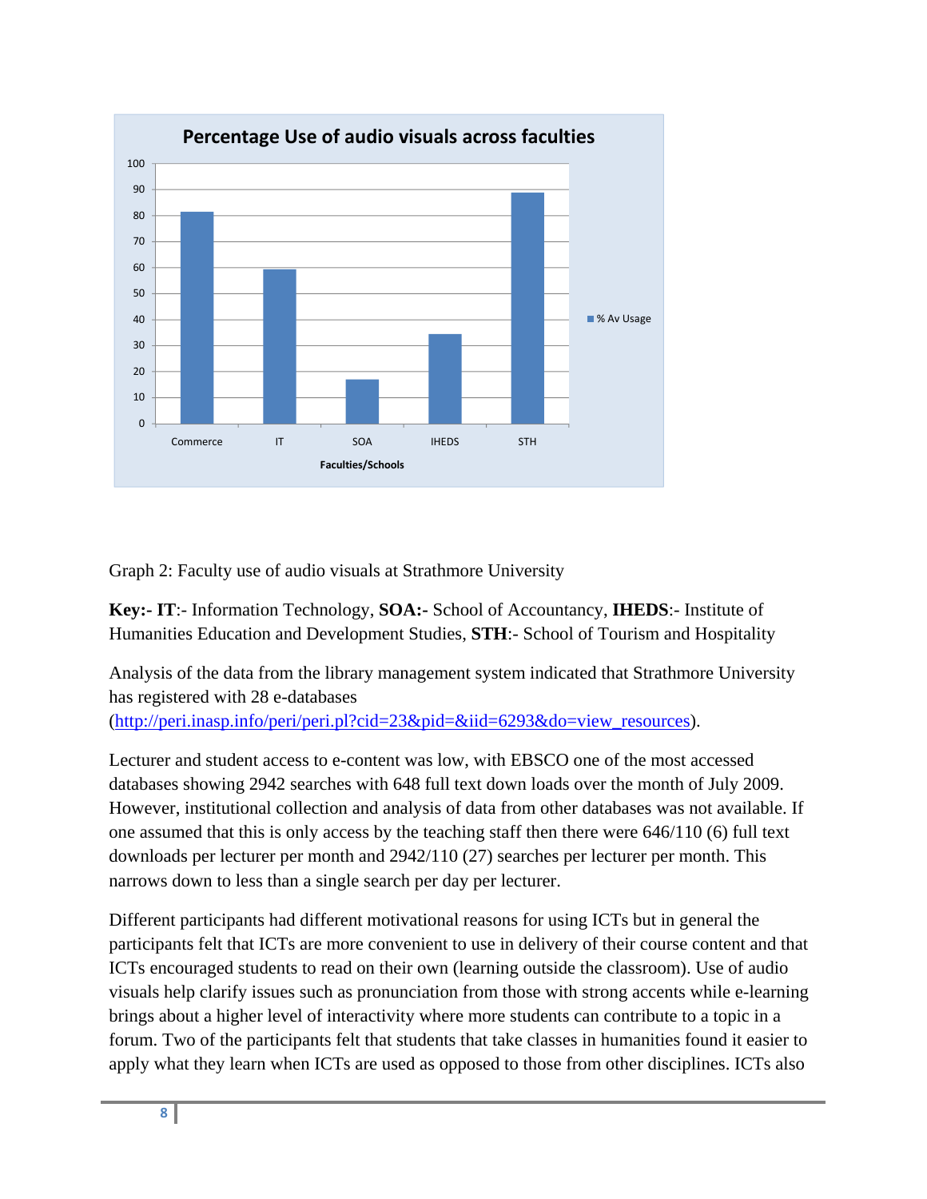Graph 2: Faculty use of audio visuals at Strathmore University

**Key:- IT**:- Information Technology, **SOA:-** School of Accountancy, **IHEDS**:- Institute of Humanities Education and Development Studies, **STH**:- School of Tourism and Hospitality

Analysis of the data from the library management system indicated that Strathmore University has registered with 28 e-databases (http://peri.inasp.info/peri/peri.pl?cid=23&pid=&iid=6293&do=view_resources).

Lecturer and student access to e-content was low, with EBSCO one of the most accessed databases showing 2942 searches with 648 full text down loads over the month of July 2009. However, institutional collection and analysis of data from other databases was not available. If one assumed that this is only access by the teaching staff then there were 646/110 (6) full text downloads per lecturer per month and 2942/110 (27) searches per lecturer per month. This narrows down to less than a single search per day per lecturer.

Different participants had different motivational reasons for using ICTs but in general the participants felt that ICTs are more convenient to use in delivery of their course content and that ICTs encouraged students to read on their own (learning outside the classroom). Use of audio visuals help clarify issues such as pronunciation from those with strong accents while e-learning brings about a higher level of interactivity where more students can contribute to a topic in a forum. Two of the participants felt that students that take classes in humanities found it easier to apply what they learn when ICTs are used as opposed to those from other disciplines. ICTs also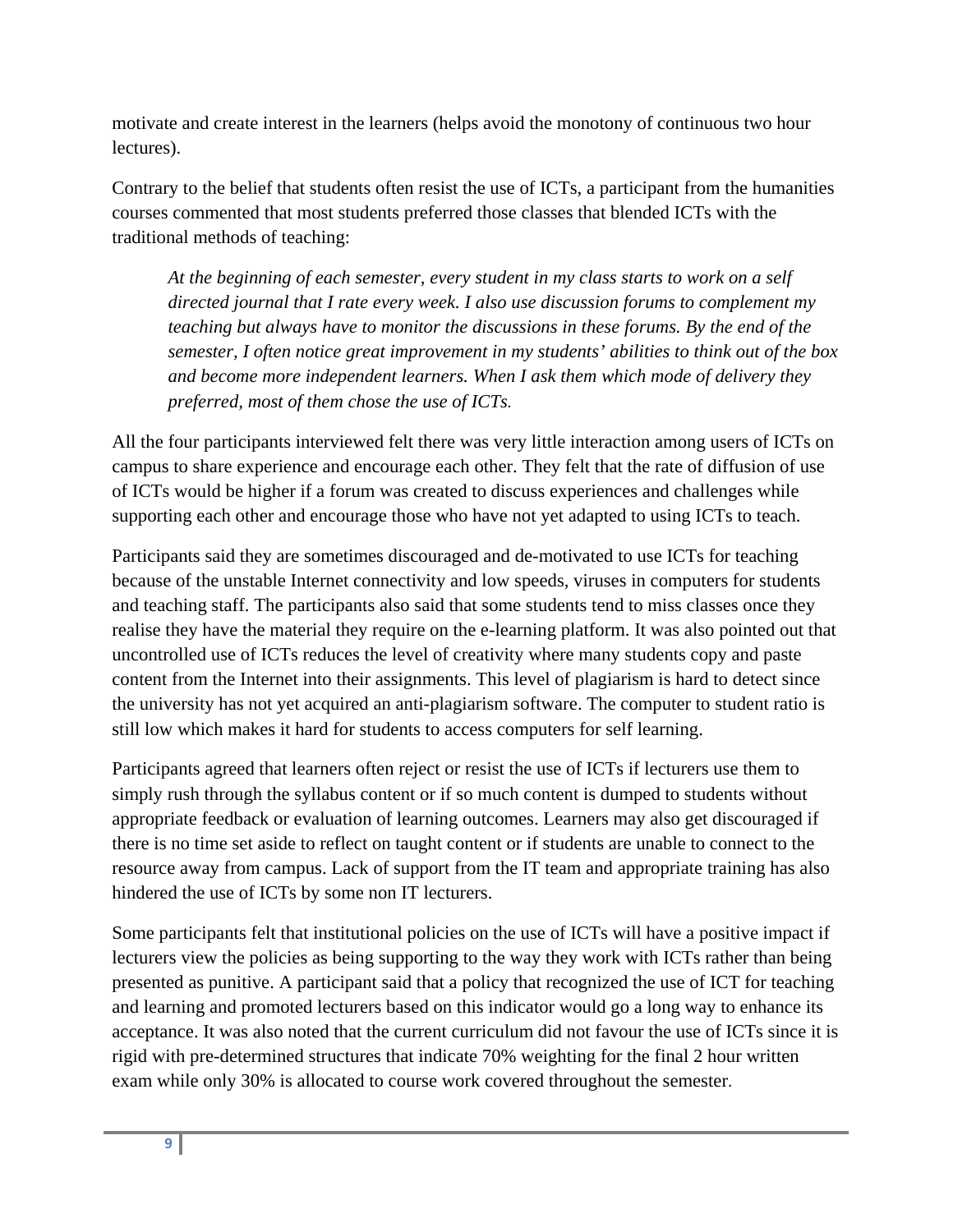motivate and create interest in the learners (helps avoid the monotony of continuous two hour lectures).

Contrary to the belief that students often resist the use of ICTs, a participant from the humanities courses commented that most students preferred those classes that blended ICTs with the traditional methods of teaching:

> *At the beginning of each semester, every student in my class starts to work on a self directed journal that I rate every week. I also use discussion forums to complement my teaching but always have to monitor the discussions in these forums. By the end of the semester, I often notice great improvement in my students' abilities to think out of the box and become more independent learners. When I ask them which mode of delivery they preferred, most of them chose the use of ICTs.*

All the four participants interviewed felt there was very little interaction among users of ICTs on campus to share experience and encourage each other. They felt that the rate of diffusion of use of ICTs would be higher if a forum was created to discuss experiences and challenges while supporting each other and encourage those who have not yet adapted to using ICTs to teach.

Participants said they are sometimes discouraged and de-motivated to use ICTs for teaching because of the unstable Internet connectivity and low speeds, viruses in computers for students and teaching staff. The participants also said that some students tend to miss classes once they realise they have the material they require on the e-learning platform. It was also pointed out that uncontrolled use of ICTs reduces the level of creativity where many students copy and paste content from the Internet into their assignments. This level of plagiarism is hard to detect since the university has not yet acquired an anti-plagiarism software. The computer to student ratio is still low which makes it hard for students to access computers for self learning.

Participants agreed that learners often reject or resist the use of ICTs if lecturers use them to simply rush through the syllabus content or if so much content is dumped to students without appropriate feedback or evaluation of learning outcomes. Learners may also get discouraged if there is no time set aside to reflect on taught content or if students are unable to connect to the resource away from campus. Lack of support from the IT team and appropriate training has also hindered the use of ICTs by some non IT lecturers.

Some participants felt that institutional policies on the use of ICTs will have a positive impact if lecturers view the policies as being supporting to the way they work with ICTs rather than being presented as punitive. A participant said that a policy that recognized the use of ICT for teaching and learning and promoted lecturers based on this indicator would go a long way to enhance its acceptance. It was also noted that the current curriculum did not favour the use of ICTs since it is rigid with pre-determined structures that indicate 70% weighting for the final 2 hour written exam while only 30% is allocated to course work covered throughout the semester.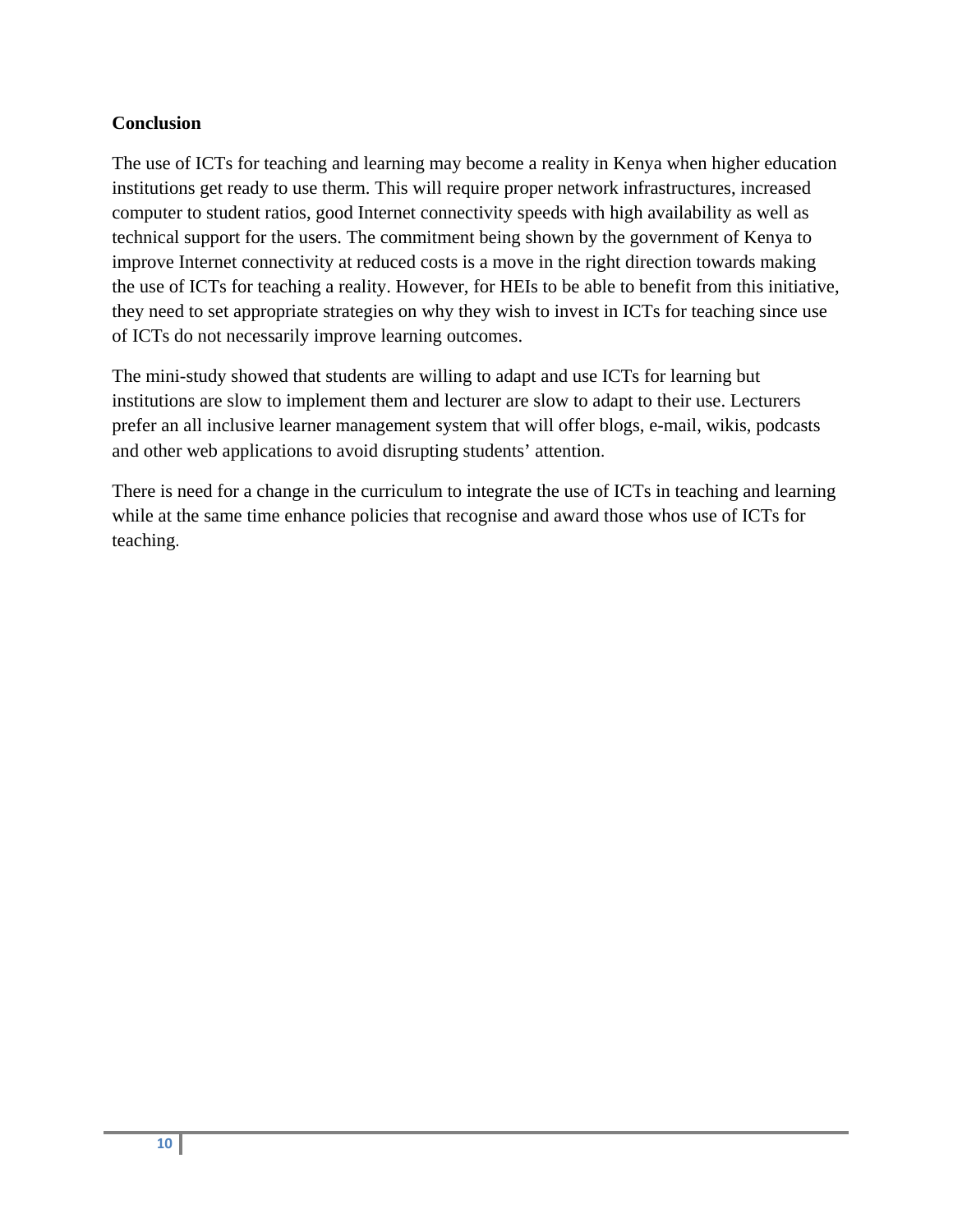**Conclusion**

The use of ICTs for teaching and learning may become a reality in Kenya when higher education institutions get ready to use therm. This will require proper network infrastructures, increased computer to student ratios, good Internet connectivity speeds with high availability as well as technical support for the users. The commitment being shown by the government of Kenya to improve Internet connectivity at reduced costs is a move in the right direction towards making the use of ICTs for teaching a reality. However, for HEIs to be able to benefit from this initiative, they need to set appropriate strategies on why they wish to invest in ICTs for teaching since use of ICTs do not necessarily improve learning outcomes.

The mini-study showed that students are willing to adapt and use ICTs for learning but institutions are slow to implement them and lecturer are slow to adapt to their use. Lecturers prefer an all inclusive learner management system that will offer blogs, e-mail, wikis, podcasts and other web applications to avoid disrupting students' attention.

There is need for a change in the curriculum to integrate the use of ICTs in teaching and learning while at the same time enhance policies that recognise and award those whos use of ICTs for teaching.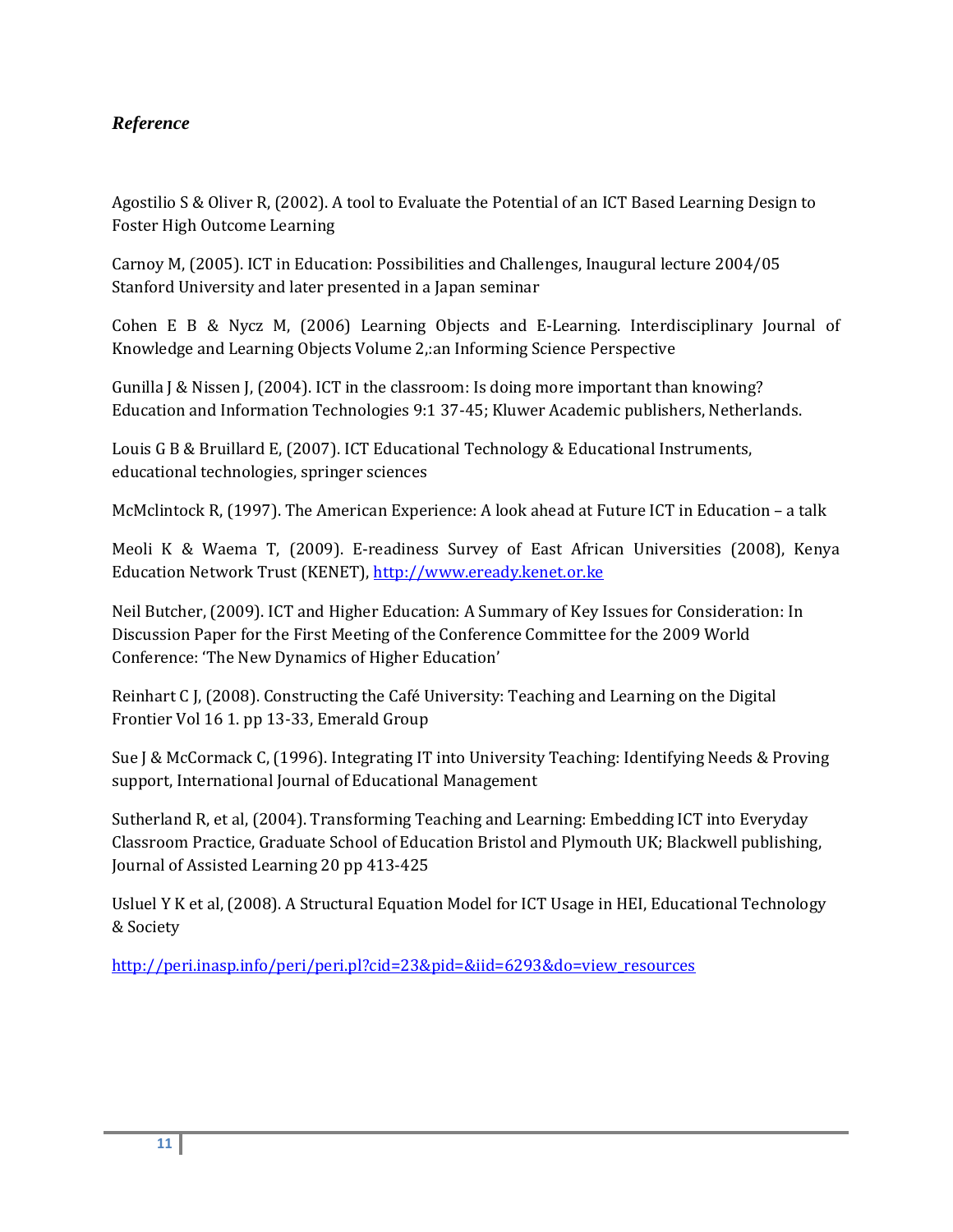### *Reference*

Agostilio S & Oliver R, (2002). A tool to Evaluate the Potential of an ICT Based Learning Design to Foster High Outcome Learning

Carnoy M, (2005). ICT in Education: Possibilities and Challenges, Inaugural lecture 2004/05 Stanford University and later presented in a Japan seminar

Cohen E B & Nycz M, (2006) Learning Objects and E-Learning. Interdisciplinary Journal of Knowledge and Learning Objects Volume 2,:an Informing Science Perspective

Gunilla J & Nissen J, (2004). ICT in the classroom: Is doing more important than knowing? Education and Information Technologies 9:1 37-45; Kluwer Academic publishers, Netherlands.

Louis G B & Bruillard E, (2007). ICT Educational Technology & Educational Instruments, educational technologies, springer sciences

McMclintock R, (1997). The American Experience: A look ahead at Future ICT in Education – a talk

Meoli K & Waema T, (2009). E-readiness Survey of East African Universities (2008), Kenya Education Network Trust (KENET), http://www.eready.kenet.or.ke

Neil Butcher, (2009). ICT and Higher Education: A Summary of Key Issues for Consideration: In Discussion Paper for the First Meeting of the Conference Committee for the 2009 World Conference: 'The New Dynamics of Higher Education'

Reinhart C J, (2008). Constructing the Café University: Teaching and Learning on the Digital Frontier Vol 16 1. pp 13-33, Emerald Group

Sue J & McCormack C, (1996). Integrating IT into University Teaching: Identifying Needs & Proving support, International Journal of Educational Management

Sutherland R, et al, (2004). Transforming Teaching and Learning: Embedding ICT into Everyday Classroom Practice, Graduate School of Education Bristol and Plymouth UK; Blackwell publishing, Journal of Assisted Learning 20 pp 413-425

Usluel Y K et al, (2008). A Structural Equation Model for ICT Usage in HEI, Educational Technology & Society

http://peri.inasp.info/peri/peri.pl?cid=23&pid=&iid=6293&do=view_resources